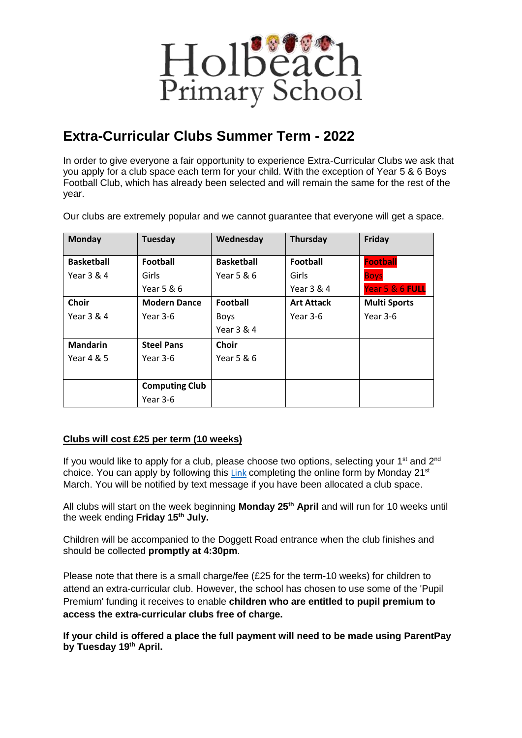# Holbeach Primary School

## Extra-Curricular Clubs Summer Term - 2022

In order to give everyone a fair opportunity to experience Extra-Curricular Clubs we ask that you apply for a club space each term for your child. With the exception of Year 5 & 6 Boys Football Club, which has already been selected and will remain the same for the rest of the year.

Our clubs are extremely popular and we cannot guarantee that everyone will get a space.

| Monday | Tuesday | Wednesday | Thursday | Friday |
|---|---|---|---|---|
| **Basketball** Year 3 & 4 | **Football** Girls Year 5 & 6 | **Basketball** Year 5 & 6 | **Football** Girls Year 3 & 4 | **Football** Boys Year 5 & 6 **FULL** |
| **Choir** Year 3 & 4 | **Modern Dance** Year 3-6 | **Football** Boys Year 3 & 4 | **Art Attack** Year 3-6 | **Multi Sports** Year 3-6 |
| **Mandarin** Year 4 & 5 | **Steel Pans** Year 3-6 | **Choir** Year 5 & 6 | | |
| | **Computing Club** Year 3-6 | | | |

**Clubs will cost £25 per term (10 weeks)**

If you would like to apply for a club, please choose two options, selecting your 1st and 2nd choice. You can apply by following this Link completing the online form by Monday 21st March. You will be notified by text message if you have been allocated a club space.

All clubs will start on the week beginning **Monday 25th April** and will run for 10 weeks until the week ending **Friday 15th July.**

Children will be accompanied to the Doggett Road entrance when the club finishes and should be collected **promptly at 4:30pm**.

Please note that there is a small charge/fee (£25 for the term-10 weeks) for children to attend an extra-curricular club. However, the school has chosen to use some of the 'Pupil Premium' funding it receives to enable **children who are entitled to pupil premium to access the extra-curricular clubs free of charge.**

**If your child is offered a place the full payment will need to be made using ParentPay by Tuesday 19th April.**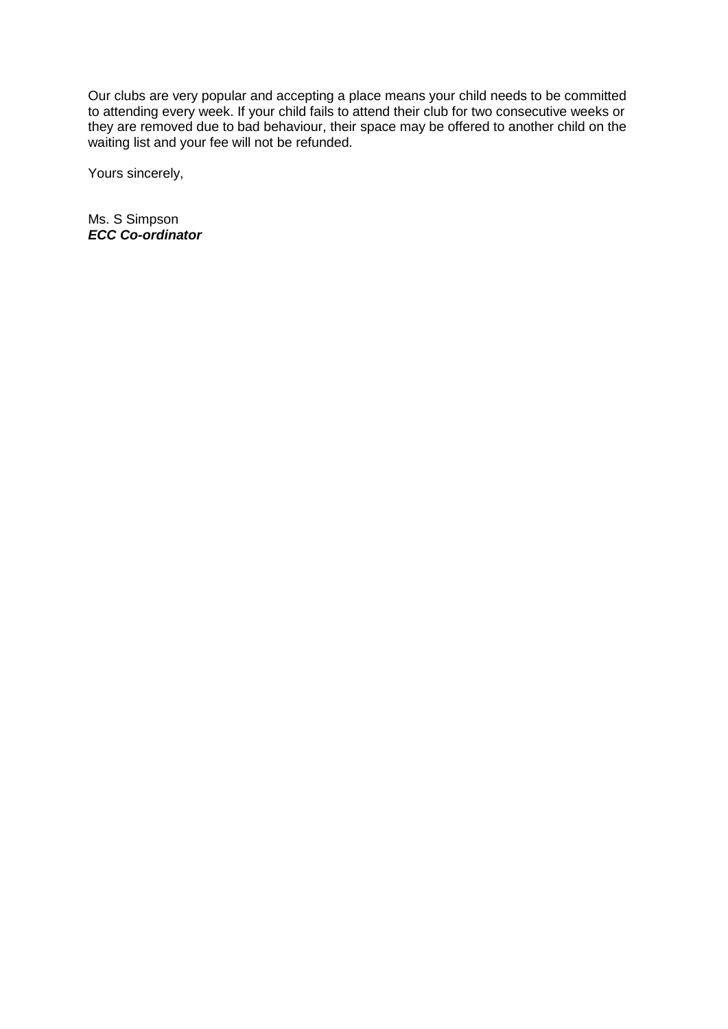Our clubs are very popular and accepting a place means your child needs to be committed to attending every week. If your child fails to attend their club for two consecutive weeks or they are removed due to bad behaviour, their space may be offered to another child on the waiting list and your fee will not be refunded.

Yours sincerely,

Ms. S Simpson
***ECC Co-ordinator***